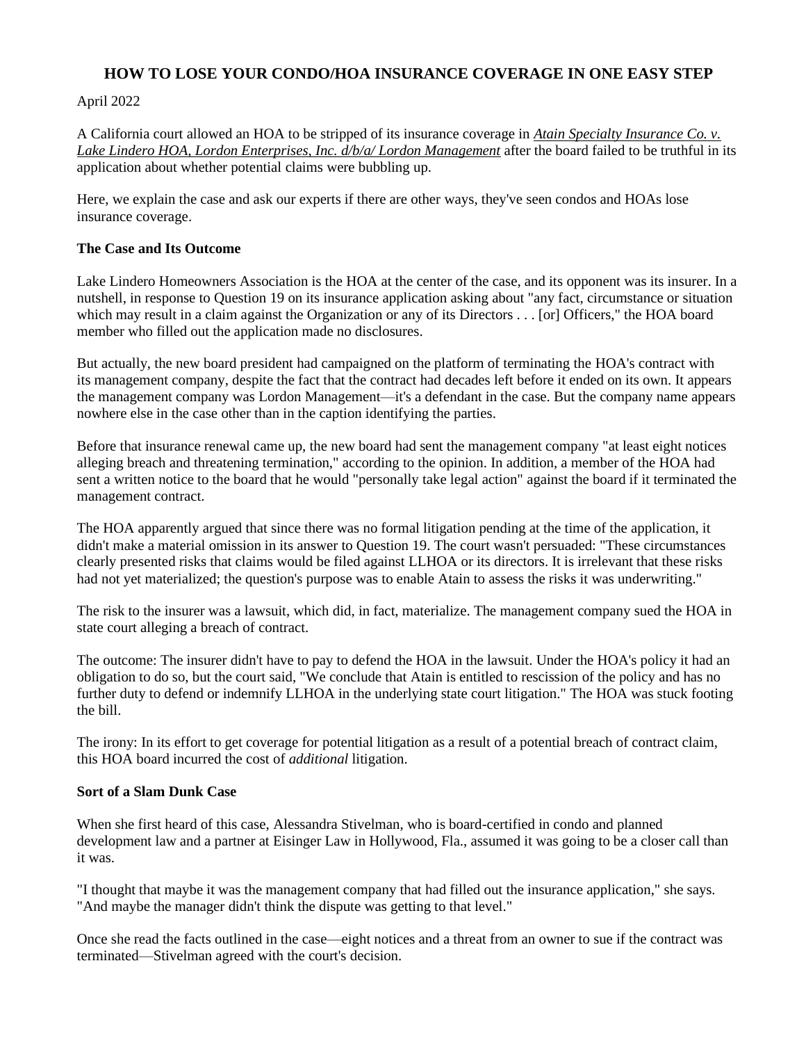# HOW TO LOSE YOUR CONDO/HOA INSURANCE COVERAGE IN ONE EASY STEP

April 2022

A California court allowed an HOA to be stripped of its insurance coverage in *Atain Specialty Insurance Co. v. Lake Lindero HOA, Lordon Enterprises, Inc. d/b/a/ Lordon Management* after the board failed to be truthful in its application about whether potential claims were bubbling up.

Here, we explain the case and ask our experts if there are other ways, they've seen condos and HOAs lose insurance coverage.

### The Case and Its Outcome

Lake Lindero Homeowners Association is the HOA at the center of the case, and its opponent was its insurer. In a nutshell, in response to Question 19 on its insurance application asking about "any fact, circumstance or situation which may result in a claim against the Organization or any of its Directors . . . [or] Officers," the HOA board member who filled out the application made no disclosures.

But actually, the new board president had campaigned on the platform of terminating the HOA's contract with its management company, despite the fact that the contract had decades left before it ended on its own. It appears the management company was Lordon Management—it's a defendant in the case. But the company name appears nowhere else in the case other than in the caption identifying the parties.

Before that insurance renewal came up, the new board had sent the management company "at least eight notices alleging breach and threatening termination," according to the opinion. In addition, a member of the HOA had sent a written notice to the board that he would "personally take legal action" against the board if it terminated the management contract.

The HOA apparently argued that since there was no formal litigation pending at the time of the application, it didn't make a material omission in its answer to Question 19. The court wasn't persuaded: "These circumstances clearly presented risks that claims would be filed against LLHOA or its directors. It is irrelevant that these risks had not yet materialized; the question's purpose was to enable Atain to assess the risks it was underwriting."

The risk to the insurer was a lawsuit, which did, in fact, materialize. The management company sued the HOA in state court alleging a breach of contract.

The outcome: The insurer didn't have to pay to defend the HOA in the lawsuit. Under the HOA's policy it had an obligation to do so, but the court said, "We conclude that Atain is entitled to rescission of the policy and has no further duty to defend or indemnify LLHOA in the underlying state court litigation." The HOA was stuck footing the bill.

The irony: In its effort to get coverage for potential litigation as a result of a potential breach of contract claim, this HOA board incurred the cost of *additional* litigation.

### Sort of a Slam Dunk Case

When she first heard of this case, Alessandra Stivelman, who is board-certified in condo and planned development law and a partner at Eisinger Law in Hollywood, Fla., assumed it was going to be a closer call than it was.

"I thought that maybe it was the management company that had filled out the insurance application," she says. "And maybe the manager didn't think the dispute was getting to that level."

Once she read the facts outlined in the case—eight notices and a threat from an owner to sue if the contract was terminated—Stivelman agreed with the court's decision.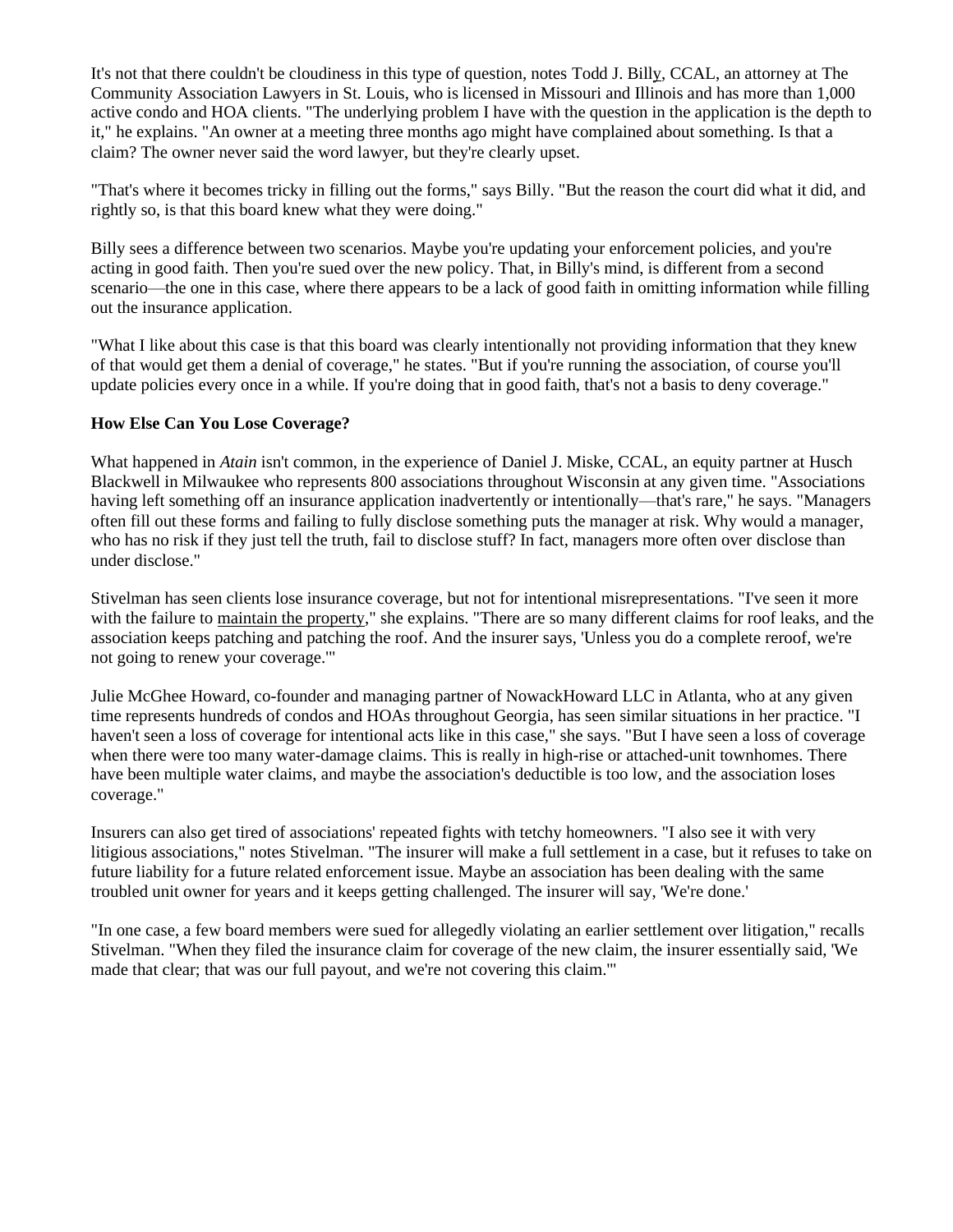It's not that there couldn't be cloudiness in this type of question, notes Todd J. Billy, CCAL, an attorney at The Community Association Lawyers in St. Louis, who is licensed in Missouri and Illinois and has more than 1,000 active condo and HOA clients. "The underlying problem I have with the question in the application is the depth to it," he explains. "An owner at a meeting three months ago might have complained about something. Is that a claim? The owner never said the word lawyer, but they're clearly upset.

"That's where it becomes tricky in filling out the forms," says Billy. "But the reason the court did what it did, and rightly so, is that this board knew what they were doing."

Billy sees a difference between two scenarios. Maybe you're updating your enforcement policies, and you're acting in good faith. Then you're sued over the new policy. That, in Billy's mind, is different from a second scenario—the one in this case, where there appears to be a lack of good faith in omitting information while filling out the insurance application.

"What I like about this case is that this board was clearly intentionally not providing information that they knew of that would get them a denial of coverage," he states. "But if you're running the association, of course you'll update policies every once in a while. If you're doing that in good faith, that's not a basis to deny coverage."

**How Else Can You Lose Coverage?**

What happened in *Atain* isn't common, in the experience of Daniel J. Miske, CCAL, an equity partner at Husch Blackwell in Milwaukee who represents 800 associations throughout Wisconsin at any given time. "Associations having left something off an insurance application inadvertently or intentionally—that's rare," he says. "Managers often fill out these forms and failing to fully disclose something puts the manager at risk. Why would a manager, who has no risk if they just tell the truth, fail to disclose stuff? In fact, managers more often over disclose than under disclose."

Stivelman has seen clients lose insurance coverage, but not for intentional misrepresentations. "I've seen it more with the failure to maintain the property," she explains. "There are so many different claims for roof leaks, and the association keeps patching and patching the roof. And the insurer says, 'Unless you do a complete reroof, we're not going to renew your coverage.'"

Julie McGhee Howard, co-founder and managing partner of NowackHoward LLC in Atlanta, who at any given time represents hundreds of condos and HOAs throughout Georgia, has seen similar situations in her practice. "I haven't seen a loss of coverage for intentional acts like in this case," she says. "But I have seen a loss of coverage when there were too many water-damage claims. This is really in high-rise or attached-unit townhomes. There have been multiple water claims, and maybe the association's deductible is too low, and the association loses coverage."

Insurers can also get tired of associations' repeated fights with tetchy homeowners. "I also see it with very litigious associations," notes Stivelman. "The insurer will make a full settlement in a case, but it refuses to take on future liability for a future related enforcement issue. Maybe an association has been dealing with the same troubled unit owner for years and it keeps getting challenged. The insurer will say, 'We're done.'

"In one case, a few board members were sued for allegedly violating an earlier settlement over litigation," recalls Stivelman. "When they filed the insurance claim for coverage of the new claim, the insurer essentially said, 'We made that clear; that was our full payout, and we're not covering this claim.'"